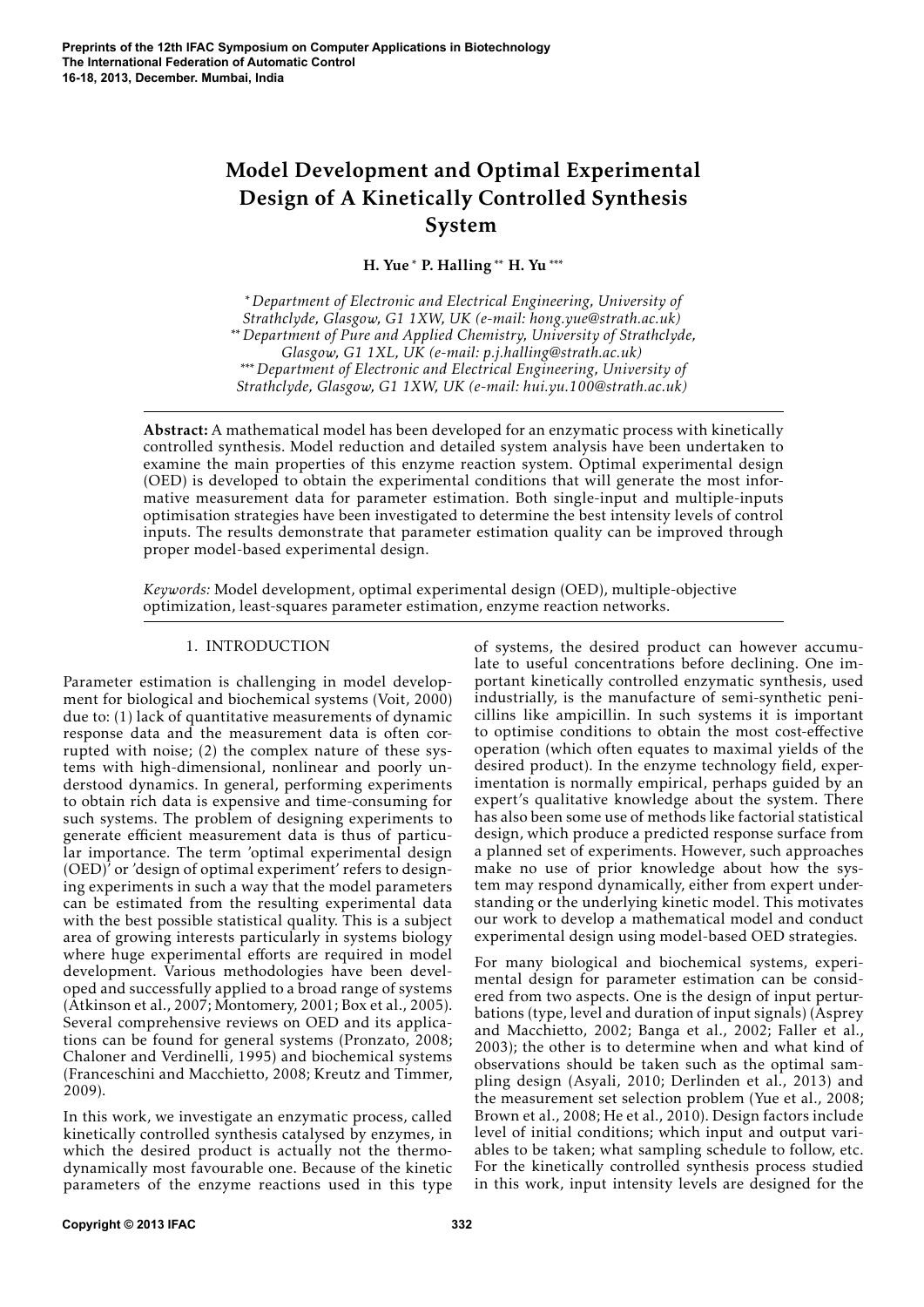# Model Development and Optimal Experimental Design of A Kinetically Controlled Synthesis System

**H. Yue \* P. Halling \*\* H. Yu \*\*\***

\* *Department of Electronic and Electrical Engineering, University of Strathclyde, Glasgow, G1 1XW, UK (e-mail: hong.yue@strath.ac.uk)*
\*\* *Department of Pure and Applied Chemistry, University of Strathclyde, Glasgow, G1 1XL, UK (e-mail: p.j.halling@strath.ac.uk)*
\*\*\* *Department of Electronic and Electrical Engineering, University of Strathclyde, Glasgow, G1 1XW, UK (e-mail: hui.yu.100@strath.ac.uk)*

**Abstract:** A mathematical model has been developed for an enzymatic process with kinetically controlled synthesis. Model reduction and detailed system analysis have been undertaken to examine the main properties of this enzyme reaction system. Optimal experimental design (OED) is developed to obtain the experimental conditions that will generate the most informative measurement data for parameter estimation. Both single-input and multiple-inputs optimisation strategies have been investigated to determine the best intensity levels of control inputs. The results demonstrate that parameter estimation quality can be improved through proper model-based experimental design.

*Keywords:* Model development, optimal experimental design (OED), multiple-objective optimization, least-squares parameter estimation, enzyme reaction networks.

## 1. INTRODUCTION

Parameter estimation is challenging in model development for biological and biochemical systems (Voit, 2000) due to: (1) lack of quantitative measurements of dynamic response data and the measurement data is often corrupted with noise; (2) the complex nature of these systems with high-dimensional, nonlinear and poorly understood dynamics. In general, performing experiments to obtain rich data is expensive and time-consuming for such systems. The problem of designing experiments to generate efficient measurement data is thus of particular importance. The term 'optimal experimental design (OED)' or 'design of optimal experiment' refers to designing experiments in such a way that the model parameters can be estimated from the resulting experimental data with the best possible statistical quality. This is a subject area of growing interests particularly in systems biology where huge experimental efforts are required in model development. Various methodologies have been developed and successfully applied to a broad range of systems (Atkinson et al., 2007; Montomery, 2001; Box et al., 2005). Several comprehensive reviews on OED and its applications can be found for general systems (Pronzato, 2008; Chaloner and Verdinelli, 1995) and biochemical systems (Franceschini and Macchietto, 2008; Kreutz and Timmer, 2009).

In this work, we investigate an enzymatic process, called kinetically controlled synthesis catalysed by enzymes, in which the desired product is actually not the thermodynamically most favourable one. Because of the kinetic parameters of the enzyme reactions used in this type of systems, the desired product can however accumulate to useful concentrations before declining. One important kinetically controlled enzymatic synthesis, used industrially, is the manufacture of semi-synthetic penicillins like ampicillin. In such systems it is important to optimise conditions to obtain the most cost-effective operation (which often equates to maximal yields of the desired product). In the enzyme technology field, experimentation is normally empirical, perhaps guided by an expert's qualitative knowledge about the system. There has also been some use of methods like factorial statistical design, which produce a predicted response surface from a planned set of experiments. However, such approaches make no use of prior knowledge about how the system may respond dynamically, either from expert understanding or the underlying kinetic model. This motivates our work to develop a mathematical model and conduct experimental design using model-based OED strategies.

For many biological and biochemical systems, experimental design for parameter estimation can be considered from two aspects. One is the design of input perturbations (type, level and duration of input signals) (Asprey and Macchietto, 2002; Banga et al., 2002; Faller et al., 2003); the other is to determine when and what kind of observations should be taken such as the optimal sampling design (Asyali, 2010; Derlinden et al., 2013) and the measurement set selection problem (Yue et al., 2008; Brown et al., 2008; He et al., 2010). Design factors include level of initial conditions; which input and output variables to be taken; what sampling schedule to follow, etc. For the kinetically controlled synthesis process studied in this work, input intensity levels are designed for the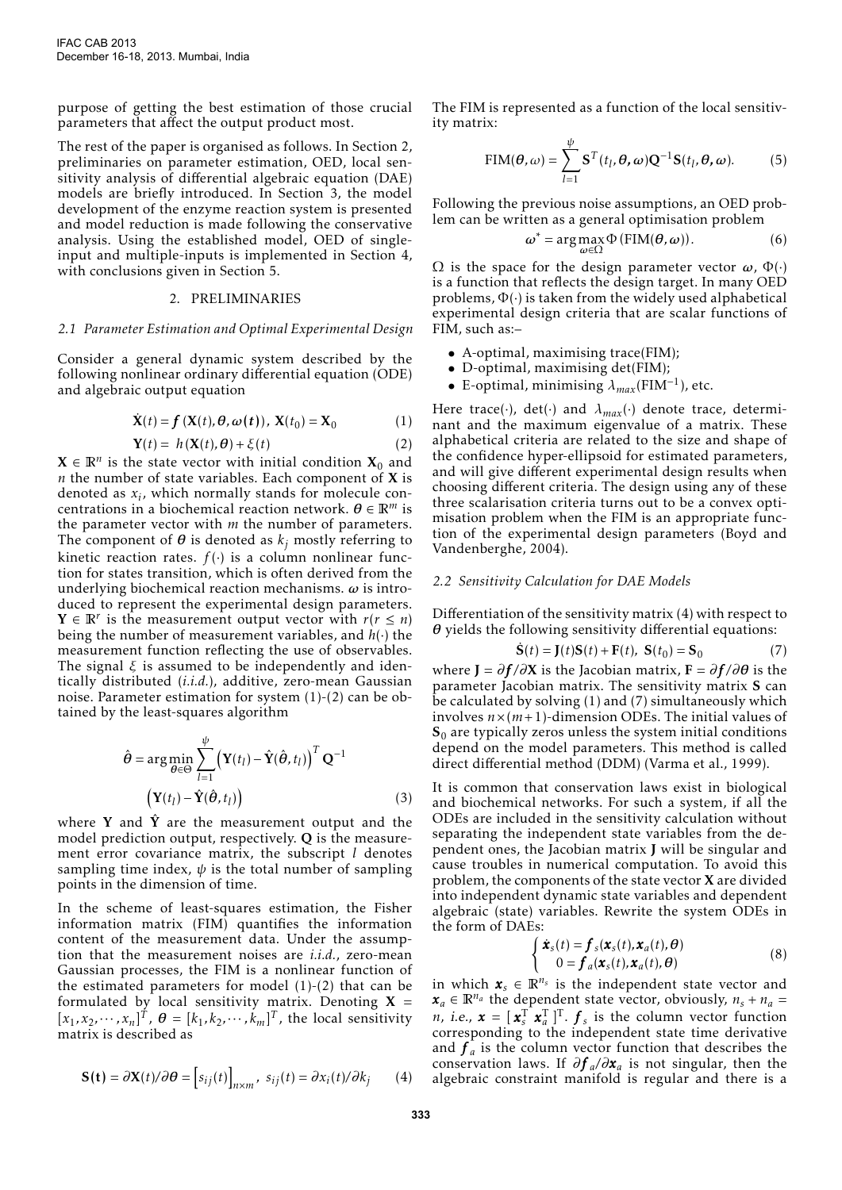purpose of getting the best estimation of those crucial parameters that affect the output product most.

The rest of the paper is organised as follows. In Section 2, preliminaries on parameter estimation, OED, local sensitivity analysis of differential algebraic equation (DAE) models are briefly introduced. In Section 3, the model development of the enzyme reaction system is presented and model reduction is made following the sensitivity analysis. Using the established model, OED of single-input and multiple-inputs is implemented in Section 4, with conclusions given in Section 5.

## 2. PRELIMINARIES

### 2.1 Parameter Estimation and Optimal Experimental Design

Consider a general dynamic system described by the following nonlinear ordinary differential equation (ODE) and algebraic output equation

$$\dot{\mathbf{X}}(t) = \boldsymbol{f}\left(\mathbf{X}(t), \boldsymbol{\theta}, \boldsymbol{\omega}(\boldsymbol{t})\right), \; \mathbf{X}(t_0) = \mathbf{X}_0 \tag{1}$$

$$\mathbf{Y}(t) = \; h\left(\mathbf{X}(t), \boldsymbol{\theta}\right) + \xi(t) \tag{2}$$

$\mathbf{X} \in \mathbb{R}^n$ is the state vector with initial condition $\mathbf{X}_0$ and $n$ the number of state variables. Each component of $\mathbf{X}$ is denoted as $x_i$, which normally stands for molecule concentrations in a biochemical reaction network. $\boldsymbol{\theta} \in \mathbb{R}^m$ is the parameter vector with $m$ the number of parameters. The component of $\boldsymbol{\theta}$ is denoted as $k_j$ mostly referring to kinetic reaction rates. $f(\cdot)$ is a column nonlinear function for states transition, which is often derived from the underlying biochemical reaction mechanisms. $\boldsymbol{\omega}$ is introduced to represent the experimental design parameters. $\mathbf{Y} \in \mathbb{R}^r$ is the measurement output vector with $r(r \le n)$ being the number of measurement variables, and $h(\cdot)$ the measurement function reflecting the use of observables. The signal $\xi$ is assumed to be independently and identically distributed (*i.i.d.*), additive, zero-mean Gaussian noise. Parameter estimation for system (1)-(2) can be obtained by the least-squares algorithm

$$\hat{\boldsymbol{\theta}} = \arg\min_{\boldsymbol{\theta} \in \Theta} \sum_{l=1}^{\psi} \left(\mathbf{Y}(t_l) - \hat{\mathbf{Y}}(\hat{\boldsymbol{\theta}}, t_l)\right)^T \mathbf{Q}^{-1} \left(\mathbf{Y}(t_l) - \hat{\mathbf{Y}}(\hat{\boldsymbol{\theta}}, t_l)\right) \tag{3}$$

where $\mathbf{Y}$ and $\hat{\mathbf{Y}}$ are the measurement output and the model prediction output, respectively. $\mathbf{Q}$ is the measurement error covariance matrix, the subscript $l$ denotes sampling time index, $\psi$ is the total number of sampling points in the dimension of time.

In the scheme of least-squares estimation, the Fisher information matrix (FIM) quantifies the information content of the measurement data. Under the assumption that the measurement noises are *i.i.d.*, zero-mean Gaussian processes, the FIM is a nonlinear function of the estimated parameters for model (1)-(2) that can be formulated by local sensitivity matrix. Denoting $\mathbf{X} = [x_1, x_2, \cdots, x_n]^T$, $\boldsymbol{\theta} = [k_1, k_2, \cdots, k_m]^T$, the local sensitivity matrix is described as

$$\mathbf{S}(\mathbf{t}) = \partial \mathbf{X}(t)/\partial \boldsymbol{\theta} = \left[s_{ij}(t)\right]_{n \times m}, \; s_{ij}(t) = \partial x_i(t)/\partial k_j \tag{4}$$

The FIM is represented as a function of the local sensitivity matrix:

$$\text{FIM}(\boldsymbol{\theta}, \omega) = \sum_{l=1}^{\psi} \mathbf{S}^T(t_l, \boldsymbol{\theta}, \boldsymbol{\omega})\mathbf{Q}^{-1}\mathbf{S}(t_l, \boldsymbol{\theta}, \boldsymbol{\omega}). \tag{5}$$

Following the previous noise assumptions, an OED problem can be written as a general optimisation problem

$$\boldsymbol{\omega}^* = \arg\max_{\boldsymbol{\omega} \in \Omega} \Phi\left(\text{FIM}(\boldsymbol{\theta}, \boldsymbol{\omega})\right). \tag{6}$$

$\Omega$ is the space for the design parameter vector $\boldsymbol{\omega}$, $\Phi(\cdot)$ is a function that reflects the design target. In many OED problems, $\Phi(\cdot)$ is taken from the widely used alphabetical experimental design criteria that are scalar functions of FIM, such as:–

- A-optimal, maximising trace(FIM);
- D-optimal, maximising det(FIM);
- E-optimal, minimising $\lambda_{max}(\text{FIM}^{-1})$, etc.

Here trace($\cdot$), det($\cdot$) and $\lambda_{max}(\cdot)$ denote trace, determinant and the maximum eigenvalue of a matrix. These alphabetical criteria are related to the size and shape of the confidence hyper-ellipsoid for estimated parameters, and will give different experimental design results when choosing different criteria. The design using any of these three scalarisation criteria turns out to be a convex optimisation problem when the FIM is an appropriate function of the experimental design parameters (Boyd and Vandenberghe, 2004).

### 2.2 Sensitivity Calculation for DAE Models

Differentiation of the sensitivity matrix (4) with respect to $\boldsymbol{\theta}$ yields the following sensitivity differential equations:

$$\dot{\mathbf{S}}(t) = \mathbf{J}(t)\mathbf{S}(t) + \mathbf{F}(t), \; \mathbf{S}(t_0) = \mathbf{S}_0 \tag{7}$$

where $\mathbf{J} = \partial \boldsymbol{f}/\partial \mathbf{X}$ is the Jacobian matrix, $\mathbf{F} = \partial \boldsymbol{f}/\partial \boldsymbol{\theta}$ is the parameter Jacobian matrix. The sensitivity matrix $\mathbf{S}$ can be calculated by solving (1) and (7) simultaneously which involves $n \times (m+1)$-dimension ODEs. The initial values of $\mathbf{S}_0$ are typically zeros unless the system initial conditions depend on the model parameters. This method is called direct differential method (DDM) (Varma et al., 1999).

It is common that conservation laws exist in biological and biochemical networks. For such a system, if all the ODEs are included in the sensitivity calculation without separating the independent state variables from the dependent ones, the Jacobian matrix $\mathbf{J}$ will be singular and cause troubles in numerical computation. To avoid this problem, the components of the state vector $\mathbf{X}$ are divided into independent dynamic state variables and dependent algebraic (state) variables. Rewrite the system ODEs in the form of DAEs:

$$\begin{cases} \dot{\boldsymbol{x}}_s(t) = \boldsymbol{f}_s(\boldsymbol{x}_s(t), \boldsymbol{x}_a(t), \boldsymbol{\theta}) \\ \quad\; 0 = \boldsymbol{f}_a(\boldsymbol{x}_s(t), \boldsymbol{x}_a(t), \boldsymbol{\theta}) \end{cases} \tag{8}$$

in which $\boldsymbol{x}_s \in \mathbb{R}^{n_s}$ is the independent state vector and $\boldsymbol{x}_a \in \mathbb{R}^{n_a}$ the dependent state vector, obviously, $n_s + n_a = n$, *i.e.*, $\boldsymbol{x} = [\,\boldsymbol{x}_s^{\mathrm{T}} \; \boldsymbol{x}_a^{\mathrm{T}}\,]^{\mathrm{T}}$. $\boldsymbol{f}_s$ is the column vector function corresponding to the independent state time derivative and $\boldsymbol{f}_a$ is the column vector function that describes the conservation laws. If $\partial \boldsymbol{f}_a/\partial \boldsymbol{x}_a$ is not singular, then the algebraic constraint manifold is regular and there is a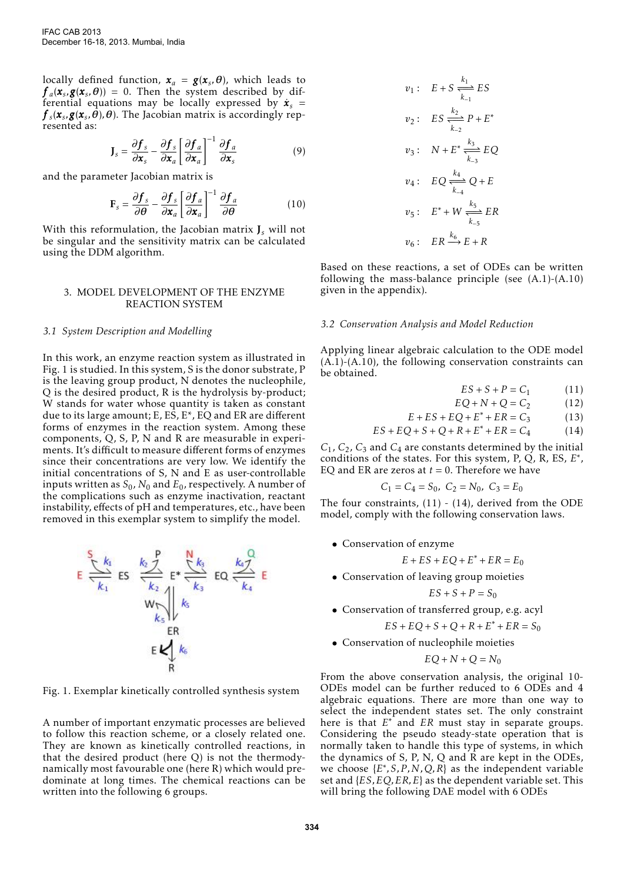locally defined function, $\boldsymbol{x}_a = \boldsymbol{g}(\boldsymbol{x}_s, \boldsymbol{\theta})$, which leads to $\boldsymbol{f}_a(\boldsymbol{x}_s, \boldsymbol{g}(\boldsymbol{x}_s, \boldsymbol{\theta})) = 0$. Then the system described by differential equations may be locally expressed by $\dot{\boldsymbol{x}}_s = \boldsymbol{f}_s(\boldsymbol{x}_s, \boldsymbol{g}(\boldsymbol{x}_s, \boldsymbol{\theta}), \boldsymbol{\theta})$. The Jacobian matrix is accordingly represented as:

$$\mathbf{J}_s = \frac{\partial \boldsymbol{f}_s}{\partial \boldsymbol{x}_s} - \frac{\partial \boldsymbol{f}_s}{\partial \boldsymbol{x}_a}\left[\frac{\partial \boldsymbol{f}_a}{\partial \boldsymbol{x}_a}\right]^{-1}\frac{\partial \boldsymbol{f}_a}{\partial \boldsymbol{x}_s} \tag{9}$$

and the parameter Jacobian matrix is

$$\mathbf{F}_s = \frac{\partial \boldsymbol{f}_s}{\partial \boldsymbol{\theta}} - \frac{\partial \boldsymbol{f}_s}{\partial \boldsymbol{x}_a}\left[\frac{\partial \boldsymbol{f}_a}{\partial \boldsymbol{x}_a}\right]^{-1}\frac{\partial \boldsymbol{f}_a}{\partial \boldsymbol{\theta}} \tag{10}$$

With this reformulation, the Jacobian matrix $\mathbf{J}_s$ will not be singular and the sensitivity matrix can be calculated using the DDM algorithm.

## 3. MODEL DEVELOPMENT OF THE ENZYME REACTION SYSTEM

### 3.1 System Description and Modelling

In this work, an enzyme reaction system as illustrated in Fig. 1 is studied. In this system, S is the donor substrate, P is the leaving group product, N denotes the nucleophile, Q is the desired product, R is the hydrolysis by-product; W stands for water whose quantity is taken as constant due to its large amount; E, ES, E*, EQ and ER are different forms of enzymes in the reaction system. Among these components, Q, S, P, N and R are measurable in experiments. It's difficult to measure different forms of enzymes since their concentrations are very low. We identify the initial concentrations of S, N and E as user-controllable inputs written as $S_0$, $N_0$ and $E_0$, respectively. A number of the complications such as enzyme inactivation, reactant instability, effects of pH and temperatures, etc., have been removed in this exemplar system to simplify the model.

Fig. 1. Exemplar kinetically controlled synthesis system

A number of important enzymatic processes are believed to follow this reaction scheme, or a closely related one. They are known as kinetically controlled reactions, in that the desired product (here Q) is not the thermodynamically most favourable one (here R) which would predominate at long times. The chemical reactions can be written into the following 6 groups.

$$v_1: \quad E + S \underset{k_{-1}}{\overset{k_1}{\rightleftharpoons}} ES$$

$$v_2: \quad ES \underset{k_{-2}}{\overset{k_2}{\rightleftharpoons}} P + E^*$$

$$v_3: \quad N + E^* \underset{k_{-3}}{\overset{k_3}{\rightleftharpoons}} EQ$$

$$v_4: \quad EQ \underset{k_{-4}}{\overset{k_4}{\rightleftharpoons}} Q + E$$

$$v_5: \quad E^* + W \underset{k_{-5}}{\overset{k_5}{\rightleftharpoons}} ER$$

$$v_6: \quad ER \xrightarrow{k_6} E + R$$

Based on these reactions, a set of ODEs can be written following the mass-balance principle (see (A.1)-(A.10) given in the appendix).

### 3.2 Conservation Analysis and Model Reduction

Applying linear algebraic calculation to the ODE model (A.1)-(A.10), the following conservation constraints can be obtained.

$$ES + S + P = C_1 \tag{11}$$

$$EQ + N + Q = C_2 \tag{12}$$

$$E + ES + EQ + E^* + ER = C_3 \tag{13}$$

$$ES + EQ + S + Q + R + E^* + ER = C_4 \tag{14}$$

$C_1$, $C_2$, $C_3$ and $C_4$ are constants determined by the initial conditions of the states. For this system, P, Q, R, ES, $E^*$, EQ and ER are zeros at $t = 0$. Therefore we have

$$C_1 = C_4 = S_0, \; C_2 = N_0, \; C_3 = E_0$$

The four constraints, (11) - (14), derived from the ODE model, comply with the following conservation laws.

- Conservation of enzyme
$$E + ES + EQ + E^* + ER = E_0$$
- Conservation of leaving group moieties
$$ES + S + P = S_0$$
- Conservation of transferred group, e.g. acyl
$$ES + EQ + S + Q + R + E^* + ER = S_0$$
- Conservation of nucleophile moieties
$$EQ + N + Q = N_0$$

From the above conservation analysis, the original 10-ODEs model can be further reduced to 6 ODEs and 4 algebraic equations. There are more than one way to select the independent states set. The only constraint here is that $E^*$ and $ER$ must stay in separate groups. Considering the pseudo steady-state operation that is normally taken to handle this type of systems, in which the dynamics of S, P, N, Q and R are kept in the ODEs, we choose $\{E^*, S, P, N, Q, R\}$ as the independent variable set and $\{ES, EQ, ER, E\}$ as the dependent variable set. This will bring the following DAE model with 6 ODEs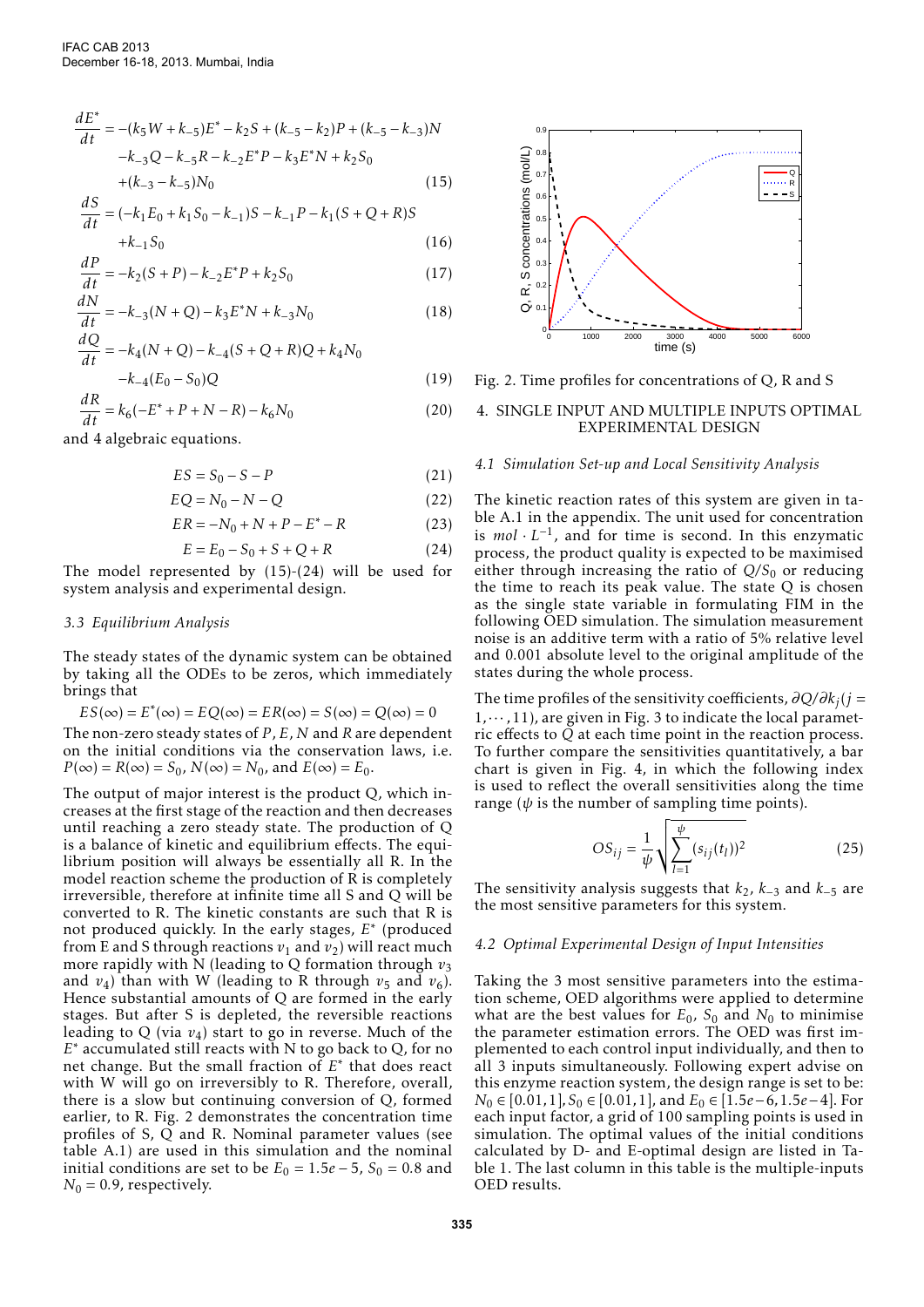$$\frac{dE^*}{dt} = -(k_5W + k_{-5})E^* - k_2S + (k_{-5} - k_2)P + (k_{-5} - k_{-3})N$$
$$-k_{-3}Q - k_{-5}R - k_{-2}E^*P - k_3E^*N + k_2S_0$$
$$+(k_{-3} - k_{-5})N_0 \tag{15}$$

$$\frac{dS}{dt} = (-k_1E_0 + k_1S_0 - k_{-1})S - k_{-1}P - k_1(S + Q + R)S$$
$$+k_{-1}S_0 \tag{16}$$

$$\frac{dP}{dt} = -k_2(S + P) - k_{-2}E^*P + k_2S_0 \tag{17}$$

$$\frac{dN}{dt} = -k_{-3}(N + Q) - k_3E^*N + k_{-3}N_0 \tag{18}$$

$$\frac{dQ}{dt} = -k_4(N + Q) - k_{-4}(S + Q + R)Q + k_4N_0$$
$$-k_{-4}(E_0 - S_0)Q \tag{19}$$

$$\frac{dR}{dt} = k_6(-E^* + P + N - R) - k_6N_0 \tag{20}$$

and 4 algebraic equations.

$$ES = S_0 - S - P \tag{21}$$

$$EQ = N_0 - N - Q \tag{22}$$

$$ER = -N_0 + N + P - E^* - R \tag{23}$$

$$E = E_0 - S_0 + S + Q + R \tag{24}$$

The model represented by (15)-(24) will be used for system analysis and experimental design.

### 3.3 Equilibrium Analysis

The steady states of the dynamic system can be obtained by taking all the ODEs to be zeros, which immediately brings that

$$ES(\infty) = E^*(\infty) = EQ(\infty) = ER(\infty) = S(\infty) = Q(\infty) = 0$$

The non-zero steady states of $P$, $E$, $N$ and $R$ are dependent on the initial conditions via the conservation laws, i.e. $P(\infty) = R(\infty) = S_0$, $N(\infty) = N_0$, and $E(\infty) = E_0$.

The output of major interest is the product Q, which increases at the first stage of the reaction and then decreases until reaching a zero steady state. The production of Q is a balance of kinetic and equilibrium effects. The equilibrium position will always be essentially all R. In the model reaction scheme the production of R is completely irreversible, therefore at infinite time all S and Q will be converted to R. The kinetic constants are such that R is not produced quickly. In the early stages, $E^*$ (produced from E and S through reactions $v_1$ and $v_2$) will react much more rapidly with N (leading to Q formation through $v_3$ and $v_4$) than with W (leading to R through $v_5$ and $v_6$). Hence substantial amounts of Q are formed in the early stages. But after S is depleted, the reversible reactions leading to Q (via $v_4$) start to go in reverse. Much of the $E^*$ accumulated still reacts with N to go back to Q, for no net change. But the small fraction of $E^*$ that does react with W will go on irreversibly to R. Therefore, overall, there is a slow but continuing conversion of Q, formed earlier, to R. Fig. 2 demonstrates the concentration time profiles of S, Q and R. Nominal parameter values (see table A.1) are used in this simulation and the nominal initial conditions are set to be $E_0 = 1.5e-5$, $S_0 = 0.8$ and $N_0 = 0.9$, respectively.

Fig. 2. Time profiles for concentrations of Q, R and S

## 4. SINGLE INPUT AND MULTIPLE INPUTS OPTIMAL EXPERIMENTAL DESIGN

### 4.1 Simulation Set-up and Local Sensitivity Analysis

The kinetic reaction rates of this system are given in table A.1 in the appendix. The unit used for concentration is $mol \cdot L^{-1}$, and for time is second. In this enzymatic process, the product quality is expected to be maximised either through increasing the ratio of $Q/S_0$ or reducing the time to reach its peak value. The state Q is chosen as the single state variable in formulating FIM in the following OED simulation. The simulation measurement noise is an additive term with a ratio of 5% relative level and 0.001 absolute level to the original amplitude of the states during the whole process.

The time profiles of the sensitivity coefficients, $\partial Q/\partial k_j (j = 1, \cdots, 11)$, are given in Fig. 3 to indicate the local parametric effects to $Q$ at each time point in the reaction process. To further compare the sensitivities quantitatively, a bar chart is given in Fig. 4, in which the following index is used to reflect the overall sensitivities along the time range ($\psi$ is the number of sampling time points).

$$OS_{ij} = \frac{1}{\psi}\sqrt{\sum_{l=1}^{\psi}(s_{ij}(t_l))^2} \tag{25}$$

The sensitivity analysis suggests that $k_2$, $k_{-3}$ and $k_{-5}$ are the most sensitive parameters for this system.

### 4.2 Optimal Experimental Design of Input Intensities

Taking the 3 most sensitive parameters into the estimation scheme, OED algorithms were applied to determine what are the best values for $E_0$, $S_0$ and $N_0$ to minimise the parameter estimation errors. The OED was first implemented to each control input individually, and then to all 3 inputs simultaneously. Following expert advise on this enzyme reaction system, the design range is set to be: $N_0 \in [0.01, 1]$, $S_0 \in [0.01, 1]$, and $E_0 \in [1.5e-6, 1.5e-4]$. For each input factor, a grid of 100 sampling points is used in simulation. The optimal values of the initial conditions calculated by D- and E-optimal design are listed in Table 1. The last column in this table is the multiple-inputs OED results.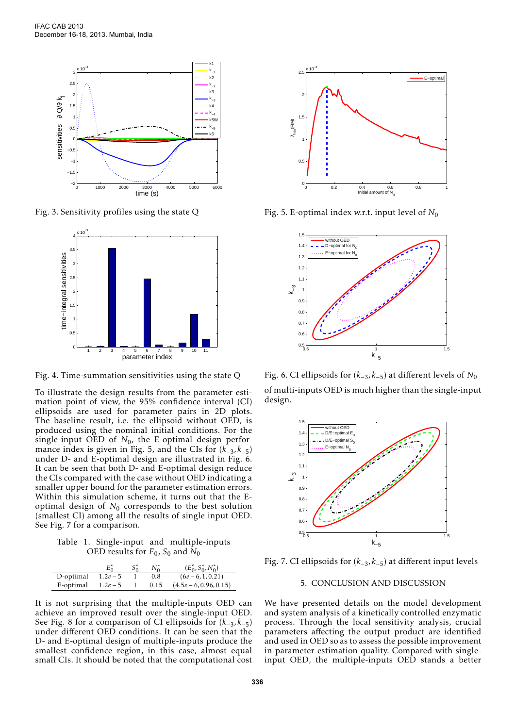Fig. 3. Sensitivity profiles using the state Q

Fig. 4. Time-summation sensitivities using the state Q

To illustrate the design results from the parameter estimation point of view, the 95% confidence interval (CI) ellipsoids are used for parameter pairs in 2D plots. The baseline result, i.e. the ellipsoid without OED, is produced using the nominal initial conditions. For the single-input OED of $N_0$, the E-optimal design performance index is given in Fig. 5, and the CIs for $(k_{-3}, k_{-5})$ under D- and E-optimal design are illustrated in Fig. 6. It can be seen that both D- and E-optimal design reduce the CIs compared with the case without OED indicating a smaller upper bound for the parameter estimation errors. Within this simulation scheme, it turns out that the E-optimal design of $N_0$ corresponds to the best solution (smallest CI) among all the results of single input OED. See Fig. 7 for a comparison.

Table 1. Single-input and multiple-inputs OED results for $E_0$, $S_0$ and $N_0$

| | $E_0^*$ | $S_0^*$ | $N_0^*$ | $(E_0^*, S_0^*, N_0^*)$ |
|---|---|---|---|---|
| D-optimal | $1.2e-5$ | 1 | 0.8 | $(6e-6, 1, 0.21)$ |
| E-optimal | $1.2e-5$ | 1 | 0.15 | $(4.5e-6, 0.96, 0.15)$ |

It is not surprising that the multiple-inputs OED can achieve an improved result over the single-input OED. See Fig. 8 for a comparison of CI ellipsoids for $(k_{-3}, k_{-5})$ under different OED conditions. It can be seen that the D- and E-optimal design of multiple-inputs produce the smallest confidence region, in this case, almost equal small CIs. It should be noted that the computational cost of multi-inputs OED is much higher than the single-input design.

Fig. 5. E-optimal index w.r.t. input level of $N_0$

Fig. 6. CI ellipsoids for $(k_{-3}, k_{-5})$ at different levels of $N_0$

Fig. 7. CI ellipsoids for $(k_{-3}, k_{-5})$ at different input levels

## 5. CONCLUSION AND DISCUSSION

We have presented details on the model development and system analysis of a kinetically controlled enzymatic process. Through the local sensitivity analysis, crucial parameters affecting the output product are identified and used in OED so as to assess the possible improvement in parameter estimation quality. Compared with single-input OED, the multiple-inputs OED stands a better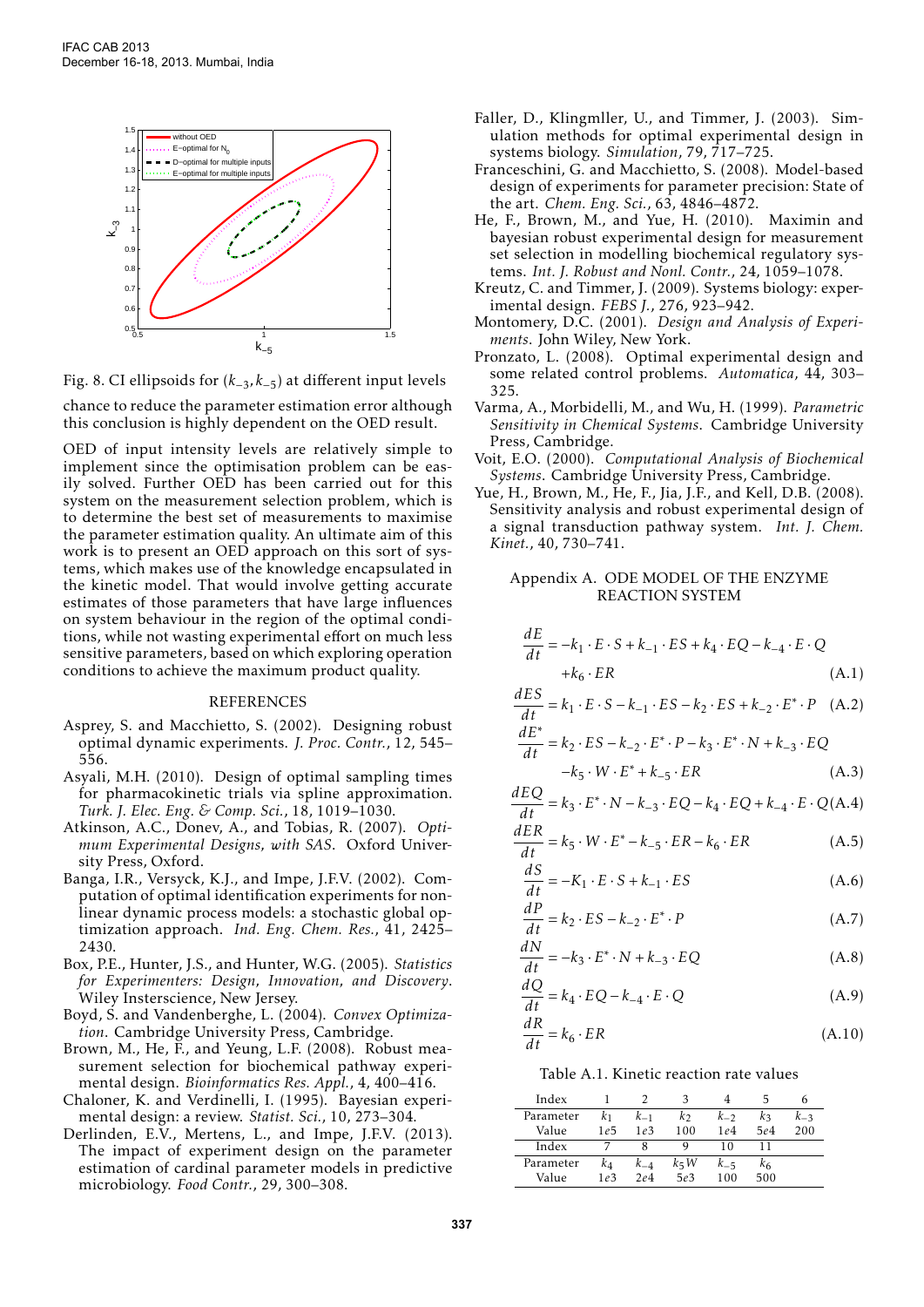1.5
1.4
1.3
1.2
1.1
1
0.9
0.8
0.7
0.6
0.5

$k_{-3}$

0.5
1
1.5

$k_{-5}$

without OED
E-optimal for $N_0$
D-optimal for multiple inputs
E-optimal for multiple inputs

Fig. 8. CI ellipsoids for $(k_{-3}, k_{-5})$ at different input levels

chance to reduce the parameter estimation error although this conclusion is highly dependent on the OED result.

OED of input intensity levels are relatively simple to implement since the optimisation problem can be easily solved. Further OED has been carried out for this system on the measurement selection problem, which is to determine the best set of measurements to maximise the parameter estimation quality. An ultimate aim of this work is to present an OED approach on this sort of systems, which makes use of the knowledge encapsulated in the kinetic model. That would involve getting accurate estimates of those parameters that have large influences on system behaviour in the region of the optimal conditions, while not wasting experimental effort on much less sensitive parameters, based on which exploring operation conditions to achieve the maximum product quality.

## REFERENCES

Asprey, S. and Macchietto, S. (2002). Designing robust optimal dynamic experiments. *J. Proc. Contr.*, 12, 545–556.

Asyali, M.H. (2010). Design of optimal sampling times for pharmacokinetic trials via spline approximation. *Turk. J. Elec. Eng. & Comp. Sci.*, 18, 1019–1030.

Atkinson, A.C., Donev, A., and Tobias, R. (2007). *Optimum Experimental Designs, with SAS*. Oxford University Press, Oxford.

Banga, I.R., Versyck, K.J., and Impe, J.F.V. (2002). Computation of optimal identification experiments for nonlinear dynamic process models: a stochastic global optimization approach. *Ind. Eng. Chem. Res.*, 41, 2425–2430.

Box, P.E., Hunter, J.S., and Hunter, W.G. (2005). *Statistics for Experimenters: Design, Innovation, and Discovery*. Wiley Insterscience, New Jersey.

Boyd, S. and Vandenberghe, L. (2004). *Convex Optimization*. Cambridge University Press, Cambridge.

Brown, M., He, F., and Yeung, L.F. (2008). Robust measurement selection for biochemical pathway experimental design. *Bioinformatics Res. Appl.*, 4, 400–416.

Chaloner, K. and Verdinelli, I. (1995). Bayesian experimental design: a review. *Statist. Sci.*, 10, 273–304.

Derlinden, E.V., Mertens, L., and Impe, J.F.V. (2013). The impact of experiment design on the parameter estimation of cardinal parameter models in predictive microbiology. *Food Contr.*, 29, 300–308.

Faller, D., Klingmller, U., and Timmer, J. (2003). Simulation methods for optimal experimental design in systems biology. *Simulation*, 79, 717–725.

Franceschini, G. and Macchietto, S. (2008). Model-based design of experiments for parameter precision: State of the art. *Chem. Eng. Sci.*, 63, 4846–4872.

He, F., Brown, M., and Yue, H. (2010). Maximin and bayesian robust experimental design for measurement set selection in modelling biochemical regulatory systems. *Int. J. Robust and Nonl. Contr.*, 24, 1059–1078.

Kreutz, C. and Timmer, J. (2009). Systems biology: experimental design. *FEBS J.*, 276, 923–942.

Montomery, D.C. (2001). *Design and Analysis of Experiments*. John Wiley, New York.

Pronzato, L. (2008). Optimal experimental design and some related control problems. *Automatica*, 44, 303–325.

Varma, A., Morbidelli, M., and Wu, H. (1999). *Parametric Sensitivity in Chemical Systems*. Cambridge University Press, Cambridge.

Voit, E.O. (2000). *Computational Analysis of Biochemical Systems*. Cambridge University Press, Cambridge.

Yue, H., Brown, M., He, F., Jia, J.F., and Kell, D.B. (2008). Sensitivity analysis and robust experimental design of a signal transduction pathway system. *Int. J. Chem. Kinet.*, 40, 730–741.

## Appendix A. ODE MODEL OF THE ENZYME REACTION SYSTEM

$$\frac{dE}{dt} = -k_1 \cdot E \cdot S + k_{-1} \cdot ES + k_4 \cdot EQ - k_{-4} \cdot E \cdot Q + k_6 \cdot ER \quad (A.1)$$

$$\frac{dES}{dt} = k_1 \cdot E \cdot S - k_{-1} \cdot ES - k_2 \cdot ES + k_{-2} \cdot E^* \cdot P \quad (A.2)$$

$$\frac{dE^*}{dt} = k_2 \cdot ES - k_{-2} \cdot E^* \cdot P - k_3 \cdot E^* \cdot N + k_{-3} \cdot EQ - k_5 \cdot W \cdot E^* + k_{-5} \cdot ER \quad (A.3)$$

$$\frac{dEQ}{dt} = k_3 \cdot E^* \cdot N - k_{-3} \cdot EQ - k_4 \cdot EQ + k_{-4} \cdot E \cdot Q \quad (A.4)$$

$$\frac{dER}{dt} = k_5 \cdot W \cdot E^* - k_{-5} \cdot ER - k_6 \cdot ER \quad (A.5)$$

$$\frac{dS}{dt} = -K_1 \cdot E \cdot S + k_{-1} \cdot ES \quad (A.6)$$

$$\frac{dP}{dt} = k_2 \cdot ES - k_{-2} \cdot E^* \cdot P \quad (A.7)$$

$$\frac{dN}{dt} = -k_3 \cdot E^* \cdot N + k_{-3} \cdot EQ \quad (A.8)$$

$$\frac{dQ}{dt} = k_4 \cdot EQ - k_{-4} \cdot E \cdot Q \quad (A.9)$$

$$\frac{dR}{dt} = k_6 \cdot ER \quad (A.10)$$

Table A.1. Kinetic reaction rate values

| Index | 1 | 2 | 3 | 4 | 5 | 6 |
|---|---|---|---|---|---|---|
| Parameter | $k_1$ | $k_{-1}$ | $k_2$ | $k_{-2}$ | $k_3$ | $k_{-3}$ |
| Value | $1e5$ | $1e3$ | 100 | $1e4$ | $5e4$ | 200 |
| Index | 7 | 8 | 9 | 10 | 11 | |
| Parameter | $k_4$ | $k_{-4}$ | $k_5W$ | $k_{-5}$ | $k_6$ | |
| Value | $1e3$ | $2e4$ | $5e3$ | 100 | 500 | |